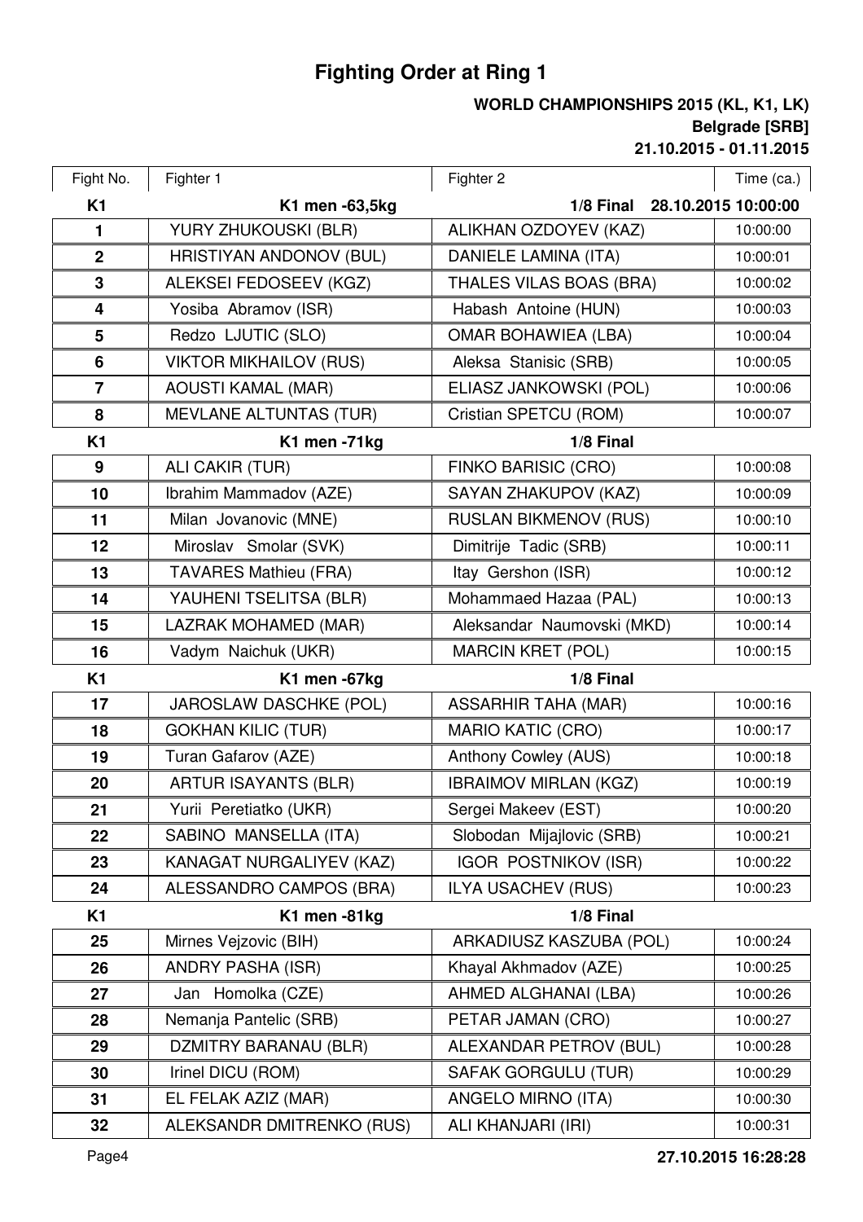# Fighting Order at Ring 1

**WORLD CHAMPIONSHIPS 2015 (KL, K1, LK)**
**Belgrade [SRB]**
**21.10.2015 - 01.11.2015**

| Fight No. | Fighter 1 | Fighter 2 | Time (ca.) |
|---|---|---|---|
| **K1** | **K1 men -63,5kg** | **1/8 Final 28.10.2015 10:00:00** | |
| **1** | YURY ZHUKOUSKI (BLR) | ALIKHAN OZDOYEV (KAZ) | 10:00:00 |
| **2** | HRISTIYAN ANDONOV (BUL) | DANIELE LAMINA (ITA) | 10:00:01 |
| **3** | ALEKSEI FEDOSEEV (KGZ) | THALES VILAS BOAS (BRA) | 10:00:02 |
| **4** | Yosiba Abramov (ISR) | Habash Antoine (HUN) | 10:00:03 |
| **5** | Redzo LJUTIC (SLO) | OMAR BOHAWIEA (LBA) | 10:00:04 |
| **6** | VIKTOR MIKHAILOV (RUS) | Aleksa Stanisic (SRB) | 10:00:05 |
| **7** | AOUSTI KAMAL (MAR) | ELIASZ JANKOWSKI (POL) | 10:00:06 |
| **8** | MEVLANE ALTUNTAS (TUR) | Cristian SPETCU (ROM) | 10:00:07 |
| **K1** | **K1 men -71kg** | **1/8 Final** | |
| **9** | ALI CAKIR (TUR) | FINKO BARISIC (CRO) | 10:00:08 |
| **10** | Ibrahim Mammadov (AZE) | SAYAN ZHAKUPOV (KAZ) | 10:00:09 |
| **11** | Milan Jovanovic (MNE) | RUSLAN BIKMENOV (RUS) | 10:00:10 |
| **12** | Miroslav Smolar (SVK) | Dimitrije Tadic (SRB) | 10:00:11 |
| **13** | TAVARES Mathieu (FRA) | Itay Gershon (ISR) | 10:00:12 |
| **14** | YAUHENI TSELITSA (BLR) | Mohammaed Hazaa (PAL) | 10:00:13 |
| **15** | LAZRAK MOHAMED (MAR) | Aleksandar Naumovski (MKD) | 10:00:14 |
| **16** | Vadym Naichuk (UKR) | MARCIN KRET (POL) | 10:00:15 |
| **K1** | **K1 men -67kg** | **1/8 Final** | |
| **17** | JAROSLAW DASCHKE (POL) | ASSARHIR TAHA (MAR) | 10:00:16 |
| **18** | GOKHAN KILIC (TUR) | MARIO KATIC (CRO) | 10:00:17 |
| **19** | Turan Gafarov (AZE) | Anthony Cowley (AUS) | 10:00:18 |
| **20** | ARTUR ISAYANTS (BLR) | IBRAIMOV MIRLAN (KGZ) | 10:00:19 |
| **21** | Yurii Peretiatko (UKR) | Sergei Makeev (EST) | 10:00:20 |
| **22** | SABINO MANSELLA (ITA) | Slobodan Mijajlovic (SRB) | 10:00:21 |
| **23** | KANAGAT NURGALIYEV (KAZ) | IGOR POSTNIKOV (ISR) | 10:00:22 |
| **24** | ALESSANDRO CAMPOS (BRA) | ILYA USACHEV (RUS) | 10:00:23 |
| **K1** | **K1 men -81kg** | **1/8 Final** | |
| **25** | Mirnes Vejzovic (BIH) | ARKADIUSZ KASZUBA (POL) | 10:00:24 |
| **26** | ANDRY PASHA (ISR) | Khayal Akhmadov (AZE) | 10:00:25 |
| **27** | Jan Homolka (CZE) | AHMED ALGHANAI (LBA) | 10:00:26 |
| **28** | Nemanja Pantelic (SRB) | PETAR JAMAN (CRO) | 10:00:27 |
| **29** | DZMITRY BARANAU (BLR) | ALEXANDAR PETROV (BUL) | 10:00:28 |
| **30** | Irinel DICU (ROM) | SAFAK GORGULU (TUR) | 10:00:29 |
| **31** | EL FELAK AZIZ (MAR) | ANGELO MIRNO (ITA) | 10:00:30 |
| **32** | ALEKSANDR DMITRENKO (RUS) | ALI KHANJARI (IRI) | 10:00:31 |

**27.10.2015 16:28:28**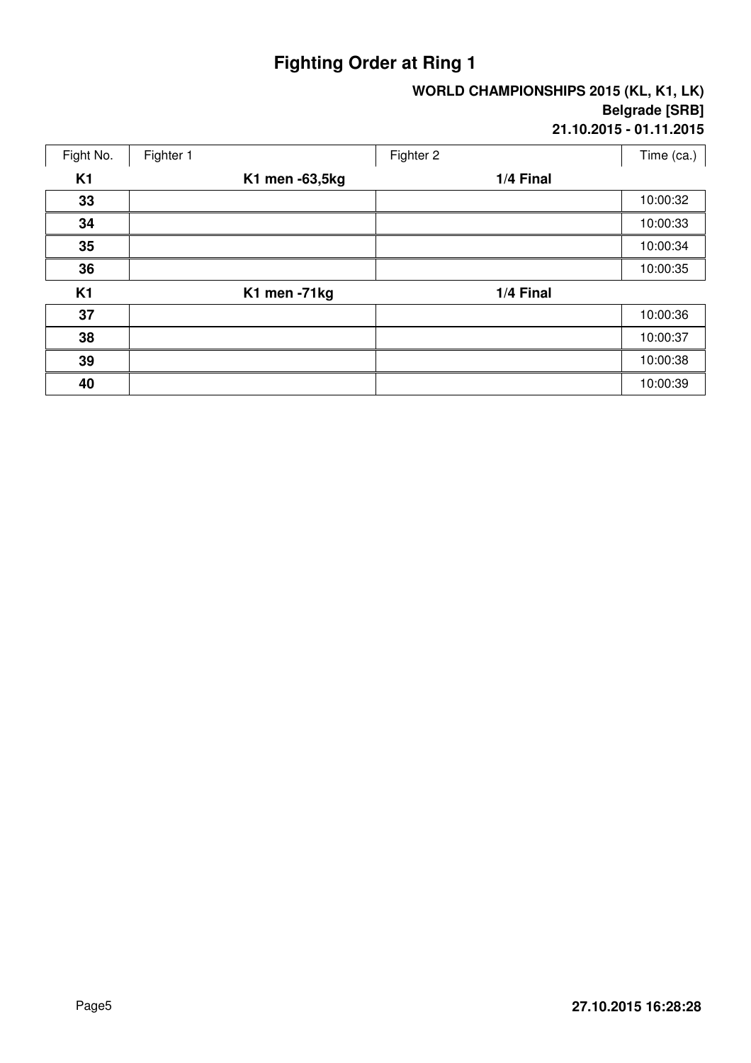# Fighting Order at Ring 1

**WORLD CHAMPIONSHIPS 2015 (KL, K1, LK)**
**Belgrade [SRB]**
**21.10.2015 - 01.11.2015**

| Fight No. | Fighter 1 | Fighter 2 | Time (ca.) |
|---|---|---|---|
| **K1** | **K1 men -63,5kg** | **1/4 Final** | |
| **33** | | | 10:00:32 |
| **34** | | | 10:00:33 |
| **35** | | | 10:00:34 |
| **36** | | | 10:00:35 |
| **K1** | **K1 men -71kg** | **1/4 Final** | |
| **37** | | | 10:00:36 |
| **38** | | | 10:00:37 |
| **39** | | | 10:00:38 |
| **40** | | | 10:00:39 |

**27.10.2015 16:28:28**